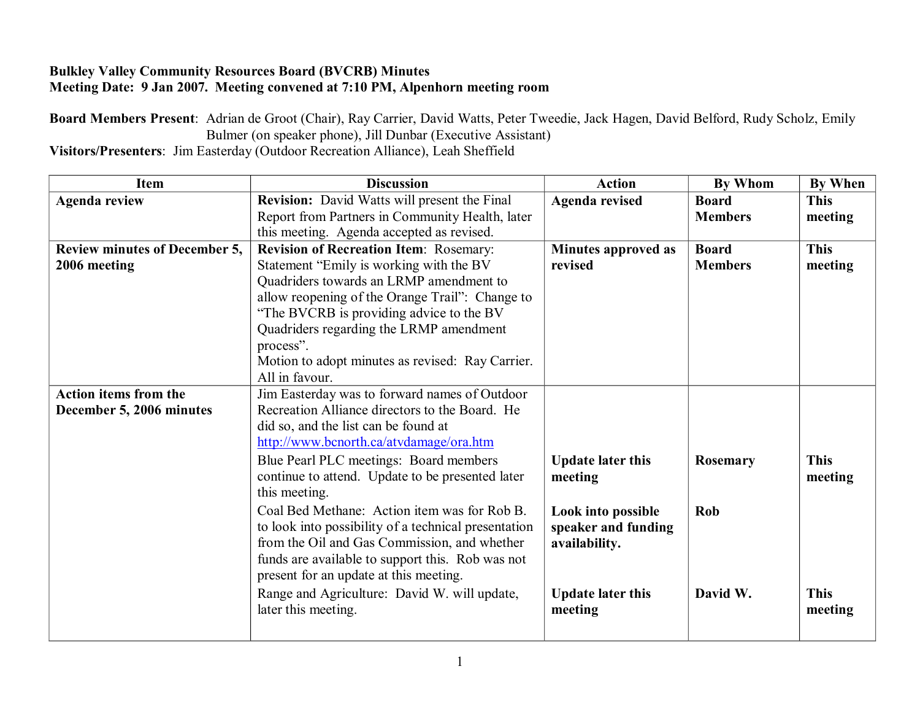**Bulkley Valley Community Resources Board (BVCRB) Minutes**
**Meeting Date: 9 Jan 2007. Meeting convened at 7:10 PM, Alpenhorn meeting room**

**Board Members Present**: Adrian de Groot (Chair), Ray Carrier, David Watts, Peter Tweedie, Jack Hagen, David Belford, Rudy Scholz, Emily Bulmer (on speaker phone), Jill Dunbar (Executive Assistant)
**Visitors/Presenters**: Jim Easterday (Outdoor Recreation Alliance), Leah Sheffield

| Item | Discussion | Action | By Whom | By When |
|---|---|---|---|---|
| **Agenda review** | **Revision:** David Watts will present the Final Report from Partners in Community Health, later this meeting. Agenda accepted as revised. | **Agenda revised** | **Board Members** | **This meeting** |
| **Review minutes of December 5, 2006 meeting** | **Revision of Recreation Item**: Rosemary: Statement "Emily is working with the BV Quadriders towards an LRMP amendment to allow reopening of the Orange Trail": Change to "The BVCRB is providing advice to the BV Quadriders regarding the LRMP amendment process". Motion to adopt minutes as revised: Ray Carrier. All in favour. | **Minutes approved as revised** | **Board Members** | **This meeting** |
| **Action items from the December 5, 2006 minutes** | Jim Easterday was to forward names of Outdoor Recreation Alliance directors to the Board. He did so, and the list can be found at [http://www.bcnorth.ca/atvdamage/ora.htm](http://www.bcnorth.ca/atvdamage/ora.htm) | | | |
| | Blue Pearl PLC meetings: Board members continue to attend. Update to be presented later this meeting. | **Update later this meeting** | **Rosemary** | **This meeting** |
| | Coal Bed Methane: Action item was for Rob B. to look into possibility of a technical presentation from the Oil and Gas Commission, and whether funds are available to support this. Rob was not present for an update at this meeting. | **Look into possible speaker and funding availability.** | **Rob** | |
| | Range and Agriculture: David W. will update, later this meeting. | **Update later this meeting** | **David W.** | **This meeting** |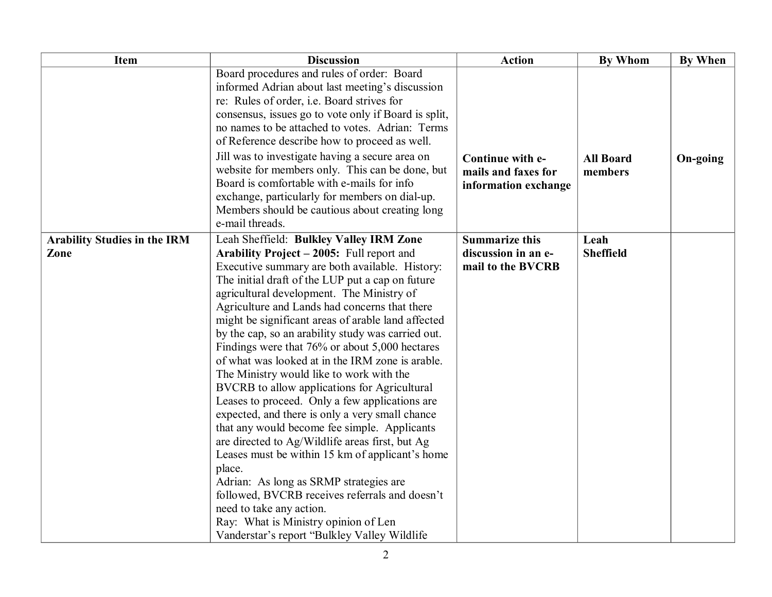| Item | Discussion | Action | By Whom | By When |
|---|---|---|---|---|
| | Board procedures and rules of order: Board informed Adrian about last meeting's discussion re: Rules of order, i.e. Board strives for consensus, issues go to vote only if Board is split, no names to be attached to votes. Adrian: Terms of Reference describe how to proceed as well.<br>Jill was to investigate having a secure area on website for members only. This can be done, but Board is comfortable with e-mails for info exchange, particularly for members on dial-up. Members should be cautious about creating long e-mail threads. | **Continue with e-mails and faxes for information exchange** | **All Board members** | **On-going** |
| **Arability Studies in the IRM Zone** | Leah Sheffield: **Bulkley Valley IRM Zone Arability Project – 2005:** Full report and Executive summary are both available. History: The initial draft of the LUP put a cap on future agricultural development. The Ministry of Agriculture and Lands had concerns that there might be significant areas of arable land affected by the cap, so an arability study was carried out. Findings were that 76% or about 5,000 hectares of what was looked at in the IRM zone is arable. The Ministry would like to work with the BVCRB to allow applications for Agricultural Leases to proceed. Only a few applications are expected, and there is only a very small chance that any would become fee simple. Applicants are directed to Ag/Wildlife areas first, but Ag Leases must be within 15 km of applicant's home place.<br>Adrian: As long as SRMP strategies are followed, BVCRB receives referrals and doesn't need to take any action.<br>Ray: What is Ministry opinion of Len Vanderstar's report "Bulkley Valley Wildlife | **Summarize this discussion in an e-mail to the BVCRB** | **Leah Sheffield** | |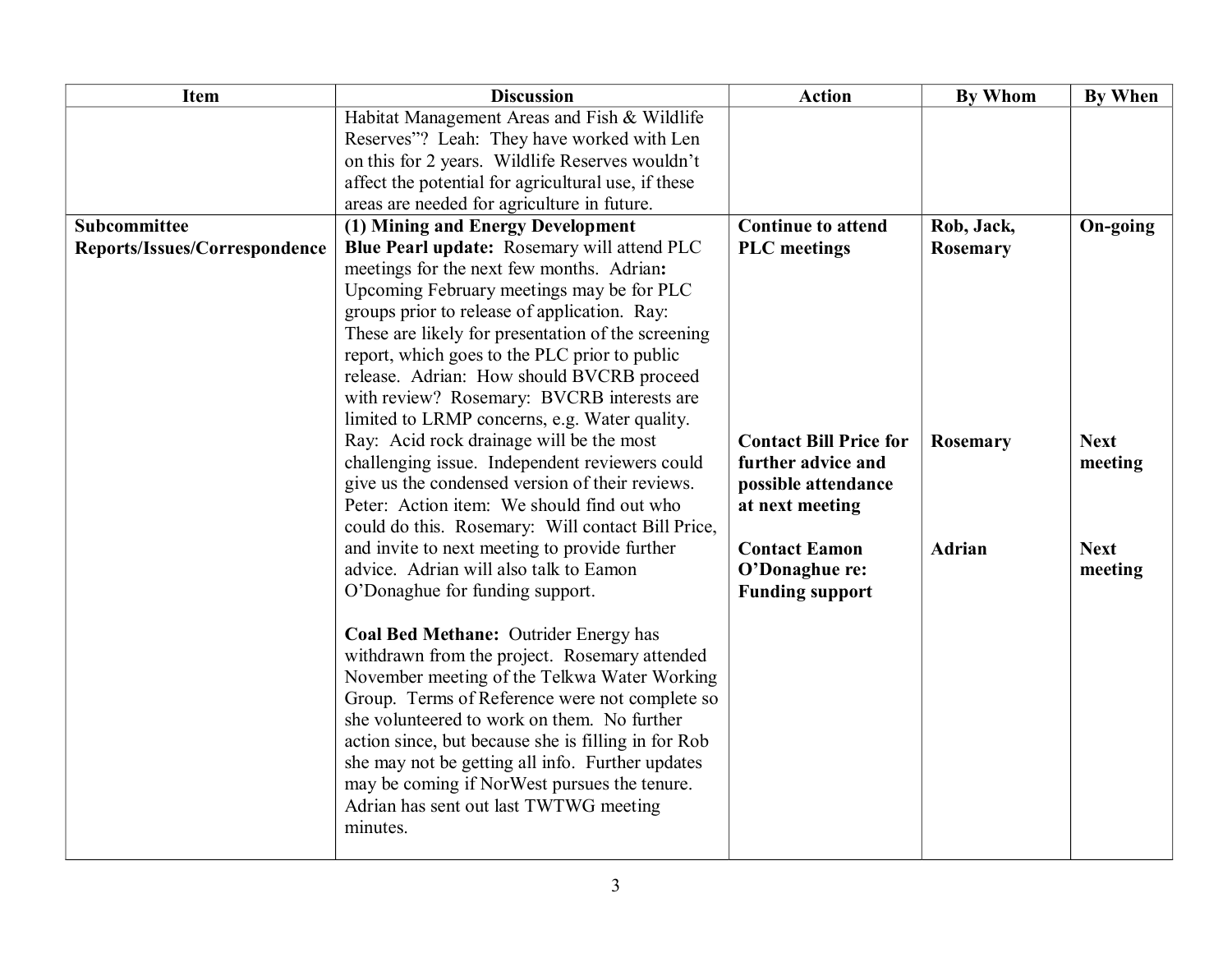| Item | Discussion | Action | By Whom | By When |
|---|---|---|---|---|
| | Habitat Management Areas and Fish & Wildlife Reserves"? Leah: They have worked with Len on this for 2 years. Wildlife Reserves wouldn't affect the potential for agricultural use, if these areas are needed for agriculture in future. | | | |
| **Subcommittee Reports/Issues/Correspondence** | **(1) Mining and Energy Development** **Blue Pearl update:** Rosemary will attend PLC meetings for the next few months. Adrian**:** Upcoming February meetings may be for PLC groups prior to release of application. Ray: These are likely for presentation of the screening report, which goes to the PLC prior to public release. Adrian: How should BVCRB proceed with review? Rosemary: BVCRB interests are limited to LRMP concerns, e.g. Water quality. Ray: Acid rock drainage will be the most challenging issue. Independent reviewers could give us the condensed version of their reviews. Peter: Action item: We should find out who could do this. Rosemary: Will contact Bill Price, and invite to next meeting to provide further advice. Adrian will also talk to Eamon O'Donaghue for funding support.<br><br>**Coal Bed Methane:** Outrider Energy has withdrawn from the project. Rosemary attended November meeting of the Telkwa Water Working Group. Terms of Reference were not complete so she volunteered to work on them. No further action since, but because she is filling in for Rob she may not be getting all info. Further updates may be coming if NorWest pursues the tenure. Adrian has sent out last TWTWG meeting minutes. | **Continue to attend PLC meetings**<br><br>**Contact Bill Price for further advice and possible attendance at next meeting**<br><br>**Contact Eamon O'Donaghue re: Funding support** | **Rob, Jack, Rosemary**<br><br>**Rosemary**<br><br>**Adrian** | **On-going**<br><br>**Next meeting**<br><br>**Next meeting** |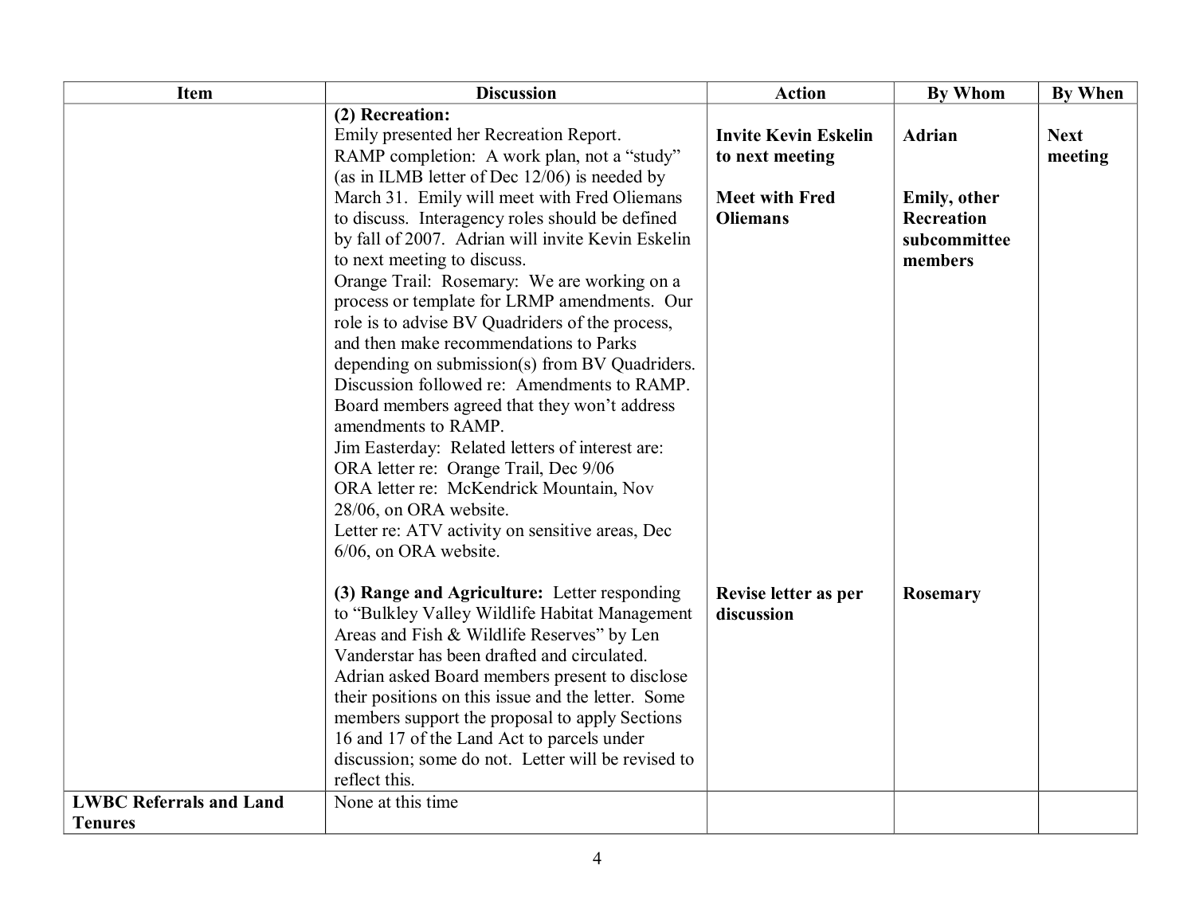| Item | Discussion | Action | By Whom | By When |
|---|---|---|---|---|
| | **(2) Recreation:**<br>Emily presented her Recreation Report.<br>RAMP completion: A work plan, not a "study" (as in ILMB letter of Dec 12/06) is needed by March 31. Emily will meet with Fred Oliemans to discuss. Interagency roles should be defined by fall of 2007. Adrian will invite Kevin Eskelin to next meeting to discuss.<br>Orange Trail: Rosemary: We are working on a process or template for LRMP amendments. Our role is to advise BV Quadriders of the process, and then make recommendations to Parks depending on submission(s) from BV Quadriders. Discussion followed re: Amendments to RAMP. Board members agreed that they won't address amendments to RAMP.<br>Jim Easterday: Related letters of interest are:<br>ORA letter re: Orange Trail, Dec 9/06<br>ORA letter re: McKendrick Mountain, Nov 28/06, on ORA website.<br>Letter re: ATV activity on sensitive areas, Dec 6/06, on ORA website. | **Invite Kevin Eskelin to next meeting**<br><br>**Meet with Fred Oliemans** | **Adrian**<br><br>**Emily, other Recreation subcommittee members** | **Next meeting** |
| | **(3) Range and Agriculture:** Letter responding to "Bulkley Valley Wildlife Habitat Management Areas and Fish & Wildlife Reserves" by Len Vanderstar has been drafted and circulated. Adrian asked Board members present to disclose their positions on this issue and the letter. Some members support the proposal to apply Sections 16 and 17 of the Land Act to parcels under discussion; some do not. Letter will be revised to reflect this. | **Revise letter as per discussion** | **Rosemary** | |
| **LWBC Referrals and Land Tenures** | None at this time | | | |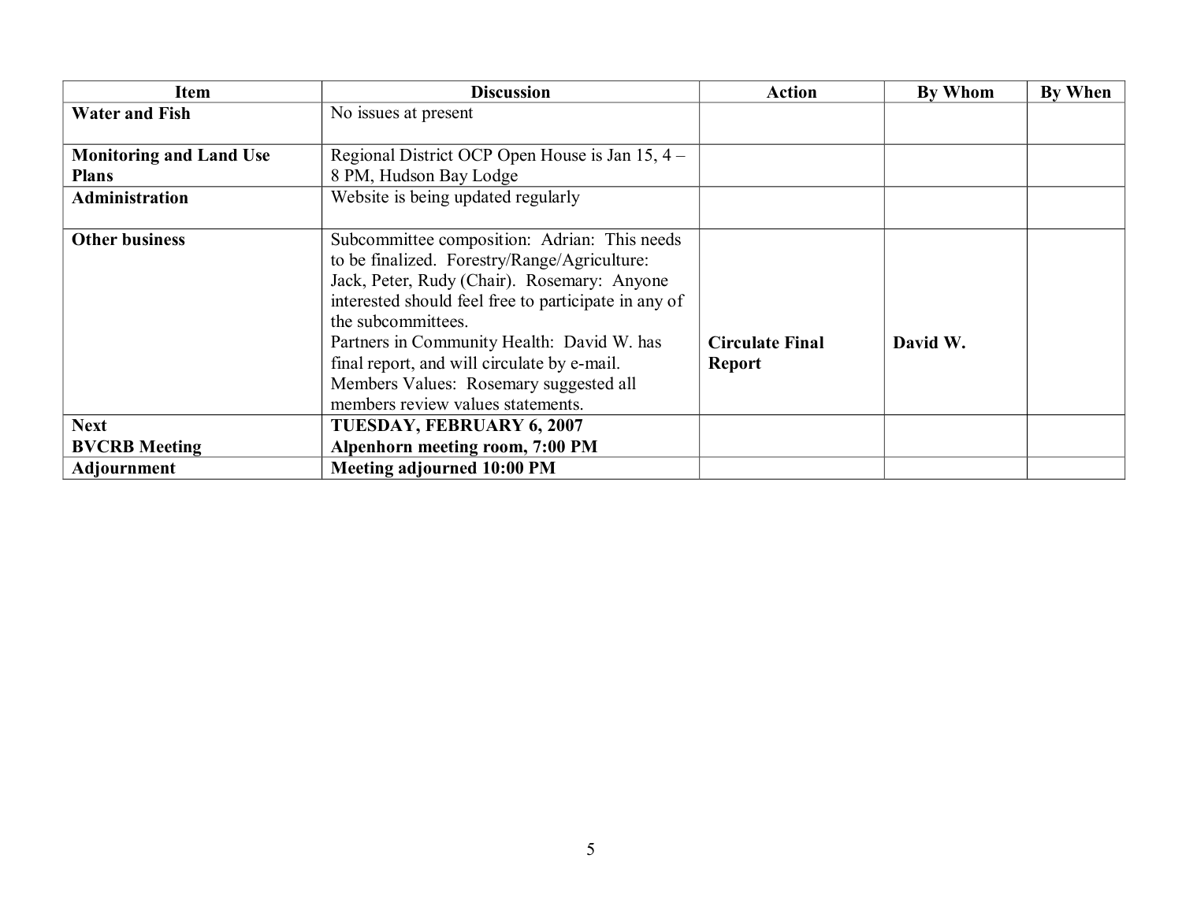| Item | Discussion | Action | By Whom | By When |
|---|---|---|---|---|
| **Water and Fish** | No issues at present | | | |
| **Monitoring and Land Use Plans** | Regional District OCP Open House is Jan 15, 4 – 8 PM, Hudson Bay Lodge | | | |
| **Administration** | Website is being updated regularly | | | |
| **Other business** | Subcommittee composition: Adrian: This needs to be finalized. Forestry/Range/Agriculture: Jack, Peter, Rudy (Chair). Rosemary: Anyone interested should feel free to participate in any of the subcommittees.<br>Partners in Community Health: David W. has final report, and will circulate by e-mail.<br>Members Values: Rosemary suggested all members review values statements. | **Circulate Final Report** | **David W.** | |
| **Next BVCRB Meeting** | **TUESDAY, FEBRUARY 6, 2007**<br>**Alpenhorn meeting room, 7:00 PM** | | | |
| **Adjournment** | **Meeting adjourned 10:00 PM** | | | |